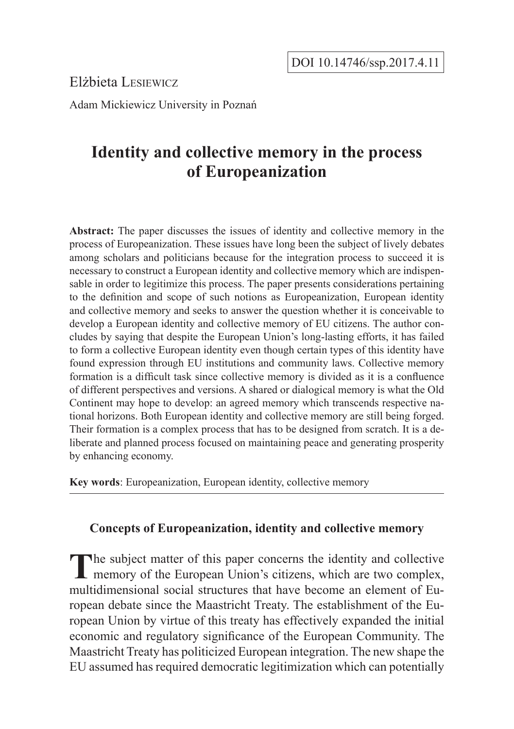DOI 10.14746/ssp.2017.4.11

Elżbieta Lesiewicz

Adam Mickiewicz University in Poznań

# Identity and collective memory in the process of Europeanization

**Abstract:** The paper discusses the issues of identity and collective memory in the process of Europeanization. These issues have long been the subject of lively debates among scholars and politicians because for the integration process to succeed it is necessary to construct a European identity and collective memory which are indispensable in order to legitimize this process. The paper presents considerations pertaining to the definition and scope of such notions as Europeanization, European identity and collective memory and seeks to answer the question whether it is conceivable to develop a European identity and collective memory of EU citizens. The author concludes by saying that despite the European Union's long-lasting efforts, it has failed to form a collective European identity even though certain types of this identity have found expression through EU institutions and community laws. Collective memory formation is a difficult task since collective memory is divided as it is a confluence of different perspectives and versions. A shared or dialogical memory is what the Old Continent may hope to develop: an agreed memory which transcends respective national horizons. Both European identity and collective memory are still being forged. Their formation is a complex process that has to be designed from scratch. It is a deliberate and planned process focused on maintaining peace and generating prosperity by enhancing economy.

**Key words**: Europeanization, European identity, collective memory

## Concepts of Europeanization, identity and collective memory

The subject matter of this paper concerns the identity and collective memory of the European Union's citizens, which are two complex, multidimensional social structures that have become an element of European debate since the Maastricht Treaty. The establishment of the European Union by virtue of this treaty has effectively expanded the initial economic and regulatory significance of the European Community. The Maastricht Treaty has politicized European integration. The new shape the EU assumed has required democratic legitimization which can potentially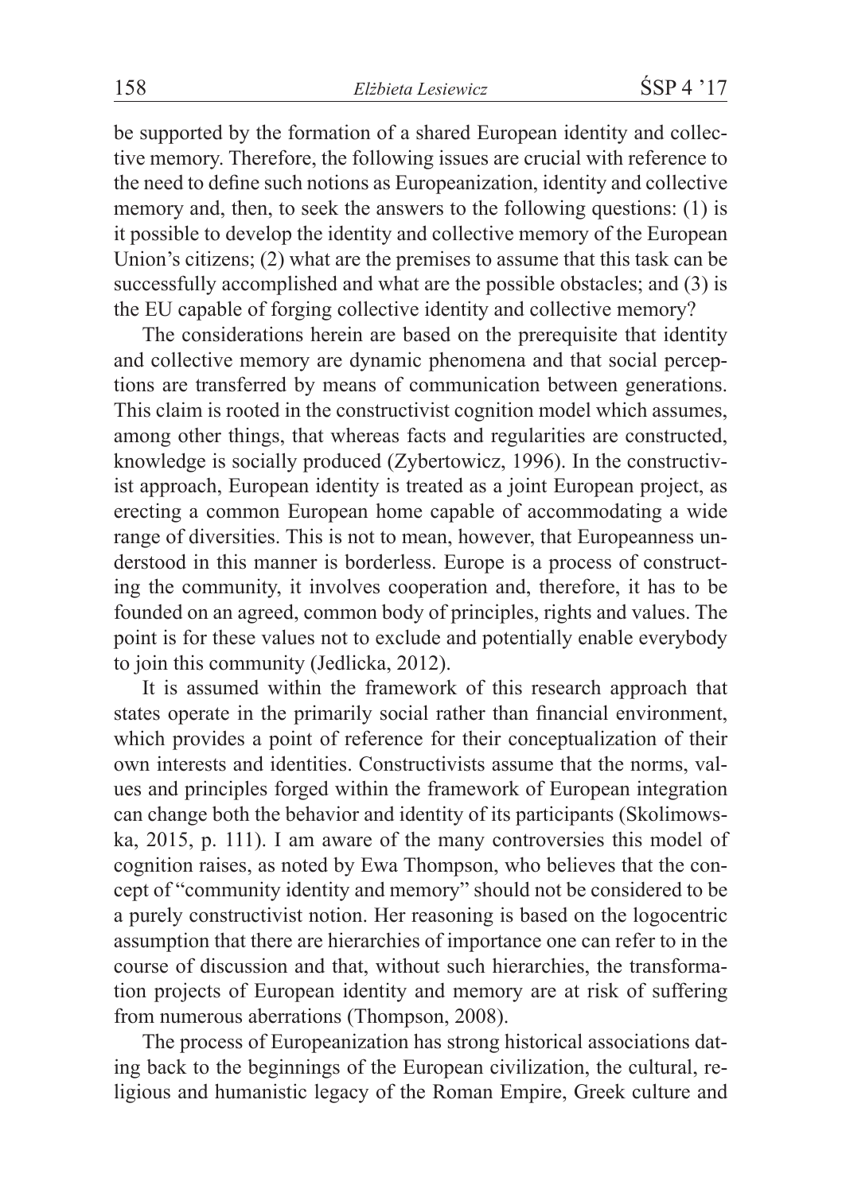be supported by the formation of a shared European identity and collective memory. Therefore, the following issues are crucial with reference to the need to define such notions as Europeanization, identity and collective memory and, then, to seek the answers to the following questions: (1) is it possible to develop the identity and collective memory of the European Union's citizens; (2) what are the premises to assume that this task can be successfully accomplished and what are the possible obstacles; and (3) is the EU capable of forging collective identity and collective memory?

The considerations herein are based on the prerequisite that identity and collective memory are dynamic phenomena and that social perceptions are transferred by means of communication between generations. This claim is rooted in the constructivist cognition model which assumes, among other things, that whereas facts and regularities are constructed, knowledge is socially produced (Zybertowicz, 1996). In the constructivist approach, European identity is treated as a joint European project, as erecting a common European home capable of accommodating a wide range of diversities. This is not to mean, however, that Europeanness understood in this manner is borderless. Europe is a process of constructing the community, it involves cooperation and, therefore, it has to be founded on an agreed, common body of principles, rights and values. The point is for these values not to exclude and potentially enable everybody to join this community (Jedlicka, 2012).

It is assumed within the framework of this research approach that states operate in the primarily social rather than financial environment, which provides a point of reference for their conceptualization of their own interests and identities. Constructivists assume that the norms, values and principles forged within the framework of European integration can change both the behavior and identity of its participants (Skolimowska, 2015, p. 111). I am aware of the many controversies this model of cognition raises, as noted by Ewa Thompson, who believes that the concept of "community identity and memory" should not be considered to be a purely constructivist notion. Her reasoning is based on the logocentric assumption that there are hierarchies of importance one can refer to in the course of discussion and that, without such hierarchies, the transformation projects of European identity and memory are at risk of suffering from numerous aberrations (Thompson, 2008).

The process of Europeanization has strong historical associations dating back to the beginnings of the European civilization, the cultural, religious and humanistic legacy of the Roman Empire, Greek culture and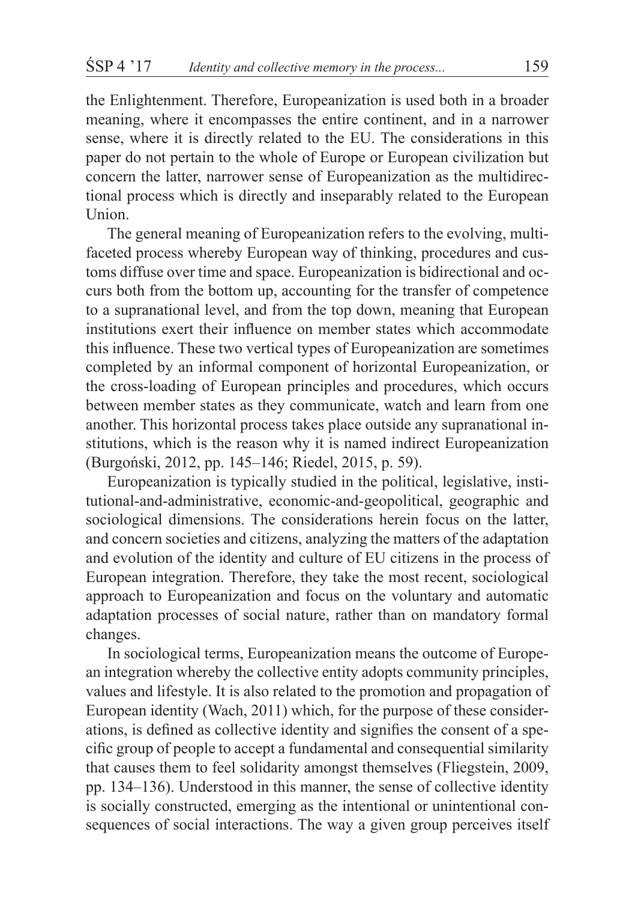the Enlightenment. Therefore, Europeanization is used both in a broader meaning, where it encompasses the entire continent, and in a narrower sense, where it is directly related to the EU. The considerations in this paper do not pertain to the whole of Europe or European civilization but concern the latter, narrower sense of Europeanization as the multidirectional process which is directly and inseparably related to the European Union.

The general meaning of Europeanization refers to the evolving, multifaceted process whereby European way of thinking, procedures and customs diffuse over time and space. Europeanization is bidirectional and occurs both from the bottom up, accounting for the transfer of competence to a supranational level, and from the top down, meaning that European institutions exert their influence on member states which accommodate this influence. These two vertical types of Europeanization are sometimes completed by an informal component of horizontal Europeanization, or the cross-loading of European principles and procedures, which occurs between member states as they communicate, watch and learn from one another. This horizontal process takes place outside any supranational institutions, which is the reason why it is named indirect Europeanization (Burgoński, 2012, pp. 145–146; Riedel, 2015, p. 59).

Europeanization is typically studied in the political, legislative, institutional-and-administrative, economic-and-geopolitical, geographic and sociological dimensions. The considerations herein focus on the latter, and concern societies and citizens, analyzing the matters of the adaptation and evolution of the identity and culture of EU citizens in the process of European integration. Therefore, they take the most recent, sociological approach to Europeanization and focus on the voluntary and automatic adaptation processes of social nature, rather than on mandatory formal changes.

In sociological terms, Europeanization means the outcome of European integration whereby the collective entity adopts community principles, values and lifestyle. It is also related to the promotion and propagation of European identity (Wach, 2011) which, for the purpose of these considerations, is defined as collective identity and signifies the consent of a specific group of people to accept a fundamental and consequential similarity that causes them to feel solidarity amongst themselves (Fliegstein, 2009, pp. 134–136). Understood in this manner, the sense of collective identity is socially constructed, emerging as the intentional or unintentional consequences of social interactions. The way a given group perceives itself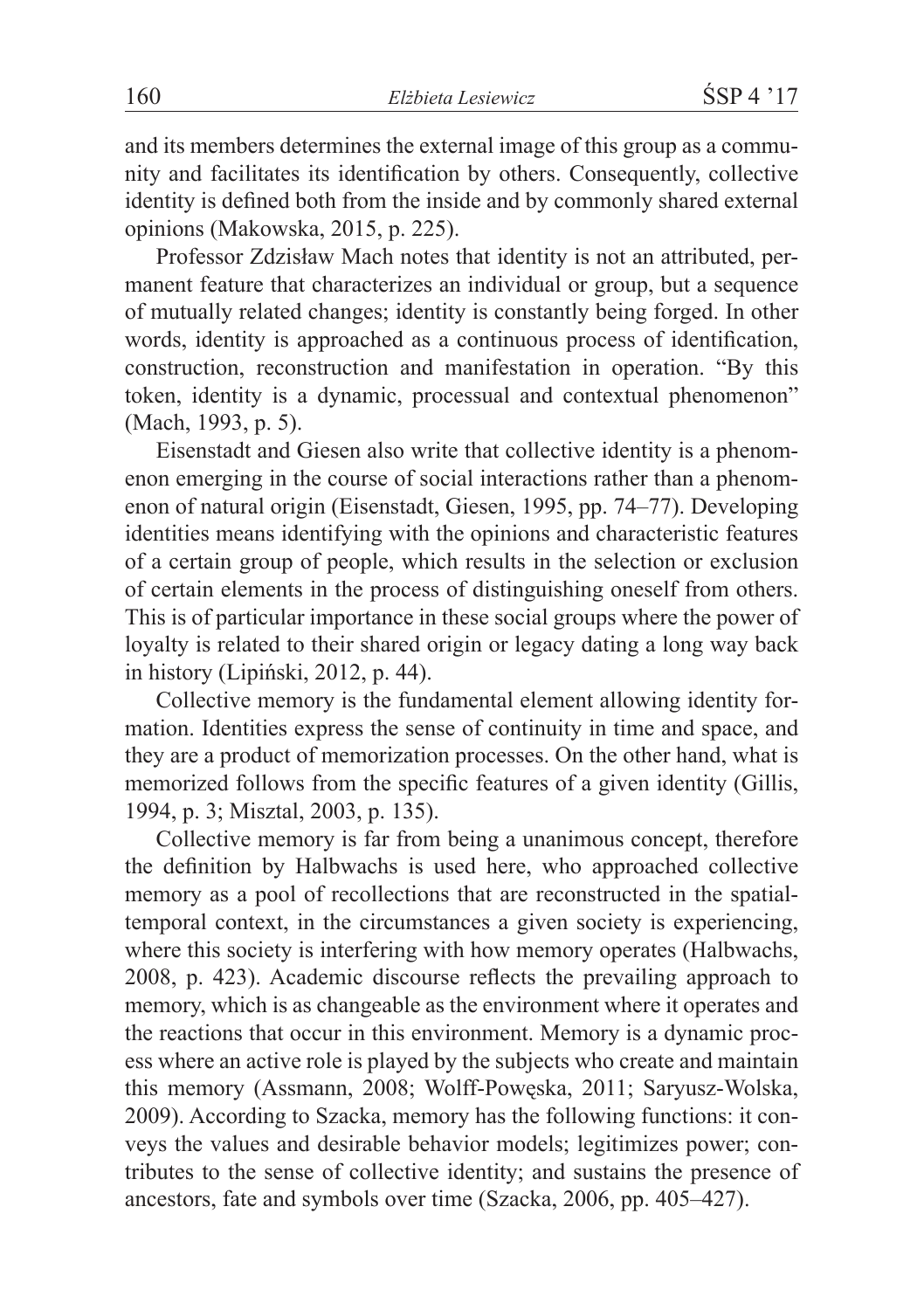and its members determines the external image of this group as a community and facilitates its identification by others. Consequently, collective identity is defined both from the inside and by commonly shared external opinions (Makowska, 2015, p. 225).

Professor Zdzisław Mach notes that identity is not an attributed, permanent feature that characterizes an individual or group, but a sequence of mutually related changes; identity is constantly being forged. In other words, identity is approached as a continuous process of identification, construction, reconstruction and manifestation in operation. "By this token, identity is a dynamic, processual and contextual phenomenon" (Mach, 1993, p. 5).

Eisenstadt and Giesen also write that collective identity is a phenomenon emerging in the course of social interactions rather than a phenomenon of natural origin (Eisenstadt, Giesen, 1995, pp. 74–77). Developing identities means identifying with the opinions and characteristic features of a certain group of people, which results in the selection or exclusion of certain elements in the process of distinguishing oneself from others. This is of particular importance in these social groups where the power of loyalty is related to their shared origin or legacy dating a long way back in history (Lipiński, 2012, p. 44).

Collective memory is the fundamental element allowing identity formation. Identities express the sense of continuity in time and space, and they are a product of memorization processes. On the other hand, what is memorized follows from the specific features of a given identity (Gillis, 1994, p. 3; Misztal, 2003, p. 135).

Collective memory is far from being a unanimous concept, therefore the definition by Halbwachs is used here, who approached collective memory as a pool of recollections that are reconstructed in the spatial-temporal context, in the circumstances a given society is experiencing, where this society is interfering with how memory operates (Halbwachs, 2008, p. 423). Academic discourse reflects the prevailing approach to memory, which is as changeable as the environment where it operates and the reactions that occur in this environment. Memory is a dynamic process where an active role is played by the subjects who create and maintain this memory (Assmann, 2008; Wolff-Powęska, 2011; Saryusz-Wolska, 2009). According to Szacka, memory has the following functions: it conveys the values and desirable behavior models; legitimizes power; contributes to the sense of collective identity; and sustains the presence of ancestors, fate and symbols over time (Szacka, 2006, pp. 405–427).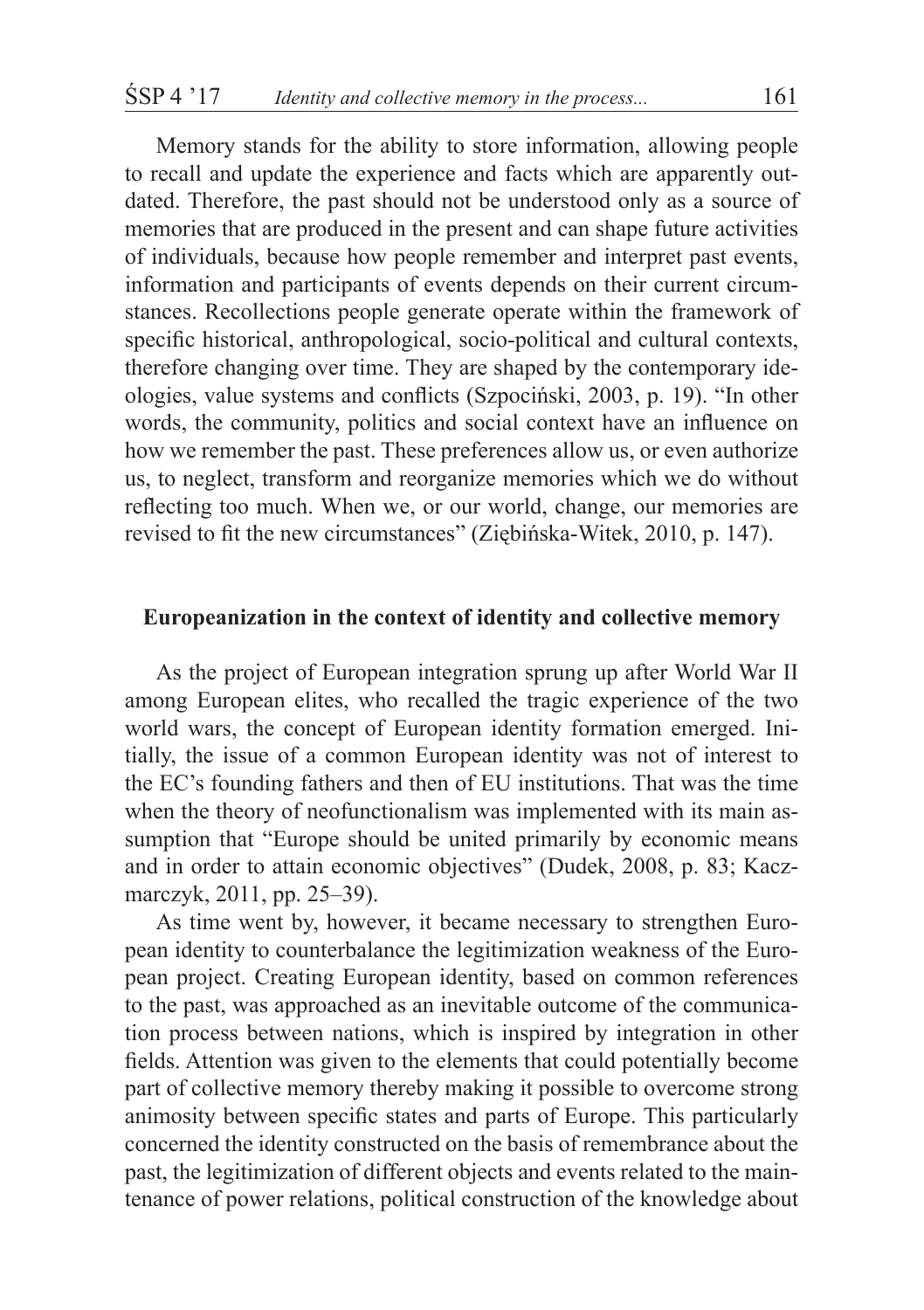Memory stands for the ability to store information, allowing people to recall and update the experience and facts which are apparently outdated. Therefore, the past should not be understood only as a source of memories that are produced in the present and can shape future activities of individuals, because how people remember and interpret past events, information and participants of events depends on their current circumstances. Recollections people generate operate within the framework of specific historical, anthropological, socio-political and cultural contexts, therefore changing over time. They are shaped by the contemporary ideologies, value systems and conflicts (Szpociński, 2003, p. 19). "In other words, the community, politics and social context have an influence on how we remember the past. These preferences allow us, or even authorize us, to neglect, transform and reorganize memories which we do without reflecting too much. When we, or our world, change, our memories are revised to fit the new circumstances" (Ziębińska-Witek, 2010, p. 147).

## Europeanization in the context of identity and collective memory

As the project of European integration sprung up after World War II among European elites, who recalled the tragic experience of the two world wars, the concept of European identity formation emerged. Initially, the issue of a common European identity was not of interest to the EC's founding fathers and then of EU institutions. That was the time when the theory of neofunctionalism was implemented with its main assumption that "Europe should be united primarily by economic means and in order to attain economic objectives" (Dudek, 2008, p. 83; Kaczmarczyk, 2011, pp. 25–39).

As time went by, however, it became necessary to strengthen European identity to counterbalance the legitimization weakness of the European project. Creating European identity, based on common references to the past, was approached as an inevitable outcome of the communication process between nations, which is inspired by integration in other fields. Attention was given to the elements that could potentially become part of collective memory thereby making it possible to overcome strong animosity between specific states and parts of Europe. This particularly concerned the identity constructed on the basis of remembrance about the past, the legitimization of different objects and events related to the maintenance of power relations, political construction of the knowledge about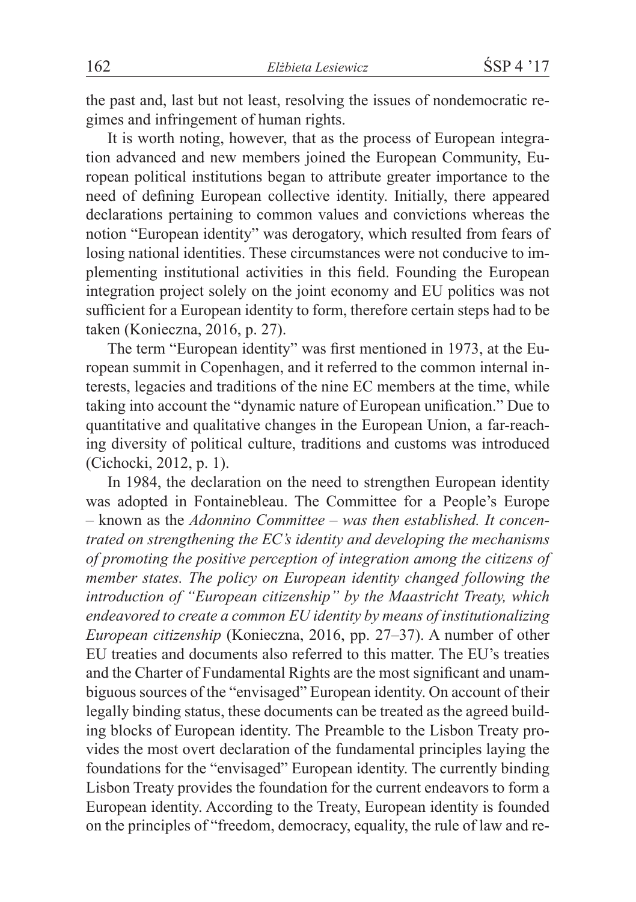the past and, last but not least, resolving the issues of nondemocratic regimes and infringement of human rights.

It is worth noting, however, that as the process of European integration advanced and new members joined the European Community, European political institutions began to attribute greater importance to the need of defining European collective identity. Initially, there appeared declarations pertaining to common values and convictions whereas the notion "European identity" was derogatory, which resulted from fears of losing national identities. These circumstances were not conducive to implementing institutional activities in this field. Founding the European integration project solely on the joint economy and EU politics was not sufficient for a European identity to form, therefore certain steps had to be taken (Konieczna, 2016, p. 27).

The term "European identity" was first mentioned in 1973, at the European summit in Copenhagen, and it referred to the common internal interests, legacies and traditions of the nine EC members at the time, while taking into account the "dynamic nature of European unification." Due to quantitative and qualitative changes in the European Union, a far-reaching diversity of political culture, traditions and customs was introduced (Cichocki, 2012, p. 1).

In 1984, the declaration on the need to strengthen European identity was adopted in Fontainebleau. The Committee for a People's Europe – known as the *Adonnino Committee – was then established. It concentrated on strengthening the EC's identity and developing the mechanisms of promoting the positive perception of integration among the citizens of member states. The policy on European identity changed following the introduction of "European citizenship" by the Maastricht Treaty, which endeavored to create a common EU identity by means of institutionalizing European citizenship* (Konieczna, 2016, pp. 27–37). A number of other EU treaties and documents also referred to this matter. The EU's treaties and the Charter of Fundamental Rights are the most significant and unambiguous sources of the "envisaged" European identity. On account of their legally binding status, these documents can be treated as the agreed building blocks of European identity. The Preamble to the Lisbon Treaty provides the most overt declaration of the fundamental principles laying the foundations for the "envisaged" European identity. The currently binding Lisbon Treaty provides the foundation for the current endeavors to form a European identity. According to the Treaty, European identity is founded on the principles of "freedom, democracy, equality, the rule of law and re-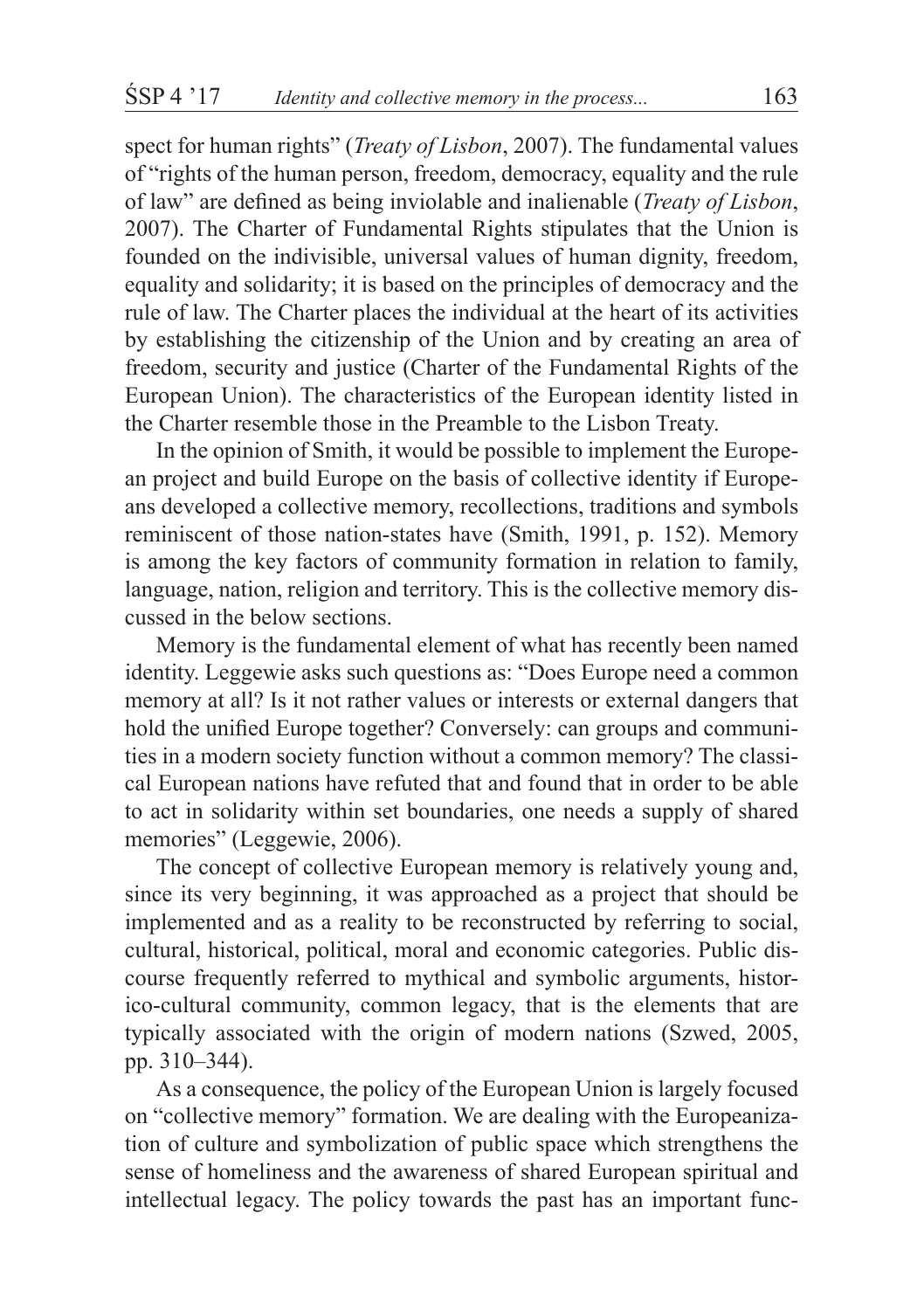spect for human rights" (*Treaty of Lisbon*, 2007). The fundamental values of "rights of the human person, freedom, democracy, equality and the rule of law" are defined as being inviolable and inalienable (*Treaty of Lisbon*, 2007). The Charter of Fundamental Rights stipulates that the Union is founded on the indivisible, universal values of human dignity, freedom, equality and solidarity; it is based on the principles of democracy and the rule of law. The Charter places the individual at the heart of its activities by establishing the citizenship of the Union and by creating an area of freedom, security and justice (Charter of the Fundamental Rights of the European Union). The characteristics of the European identity listed in the Charter resemble those in the Preamble to the Lisbon Treaty.

In the opinion of Smith, it would be possible to implement the European project and build Europe on the basis of collective identity if Europeans developed a collective memory, recollections, traditions and symbols reminiscent of those nation-states have (Smith, 1991, p. 152). Memory is among the key factors of community formation in relation to family, language, nation, religion and territory. This is the collective memory discussed in the below sections.

Memory is the fundamental element of what has recently been named identity. Leggewie asks such questions as: "Does Europe need a common memory at all? Is it not rather values or interests or external dangers that hold the unified Europe together? Conversely: can groups and communities in a modern society function without a common memory? The classical European nations have refuted that and found that in order to be able to act in solidarity within set boundaries, one needs a supply of shared memories" (Leggewie, 2006).

The concept of collective European memory is relatively young and, since its very beginning, it was approached as a project that should be implemented and as a reality to be reconstructed by referring to social, cultural, historical, political, moral and economic categories. Public discourse frequently referred to mythical and symbolic arguments, historico-cultural community, common legacy, that is the elements that are typically associated with the origin of modern nations (Szwed, 2005, pp. 310–344).

As a consequence, the policy of the European Union is largely focused on "collective memory" formation. We are dealing with the Europeanization of culture and symbolization of public space which strengthens the sense of homeliness and the awareness of shared European spiritual and intellectual legacy. The policy towards the past has an important func-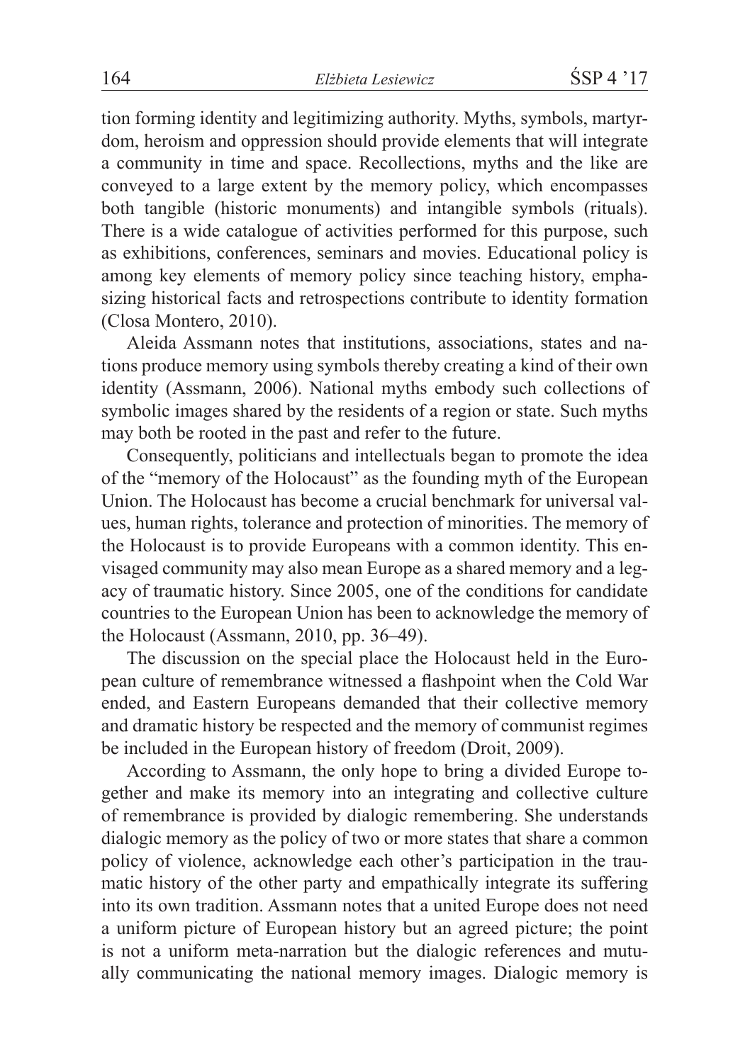tion forming identity and legitimizing authority. Myths, symbols, martyrdom, heroism and oppression should provide elements that will integrate a community in time and space. Recollections, myths and the like are conveyed to a large extent by the memory policy, which encompasses both tangible (historic monuments) and intangible symbols (rituals). There is a wide catalogue of activities performed for this purpose, such as exhibitions, conferences, seminars and movies. Educational policy is among key elements of memory policy since teaching history, emphasizing historical facts and retrospections contribute to identity formation (Closa Montero, 2010).

Aleida Assmann notes that institutions, associations, states and nations produce memory using symbols thereby creating a kind of their own identity (Assmann, 2006). National myths embody such collections of symbolic images shared by the residents of a region or state. Such myths may both be rooted in the past and refer to the future.

Consequently, politicians and intellectuals began to promote the idea of the "memory of the Holocaust" as the founding myth of the European Union. The Holocaust has become a crucial benchmark for universal values, human rights, tolerance and protection of minorities. The memory of the Holocaust is to provide Europeans with a common identity. This envisaged community may also mean Europe as a shared memory and a legacy of traumatic history. Since 2005, one of the conditions for candidate countries to the European Union has been to acknowledge the memory of the Holocaust (Assmann, 2010, pp. 36–49).

The discussion on the special place the Holocaust held in the European culture of remembrance witnessed a flashpoint when the Cold War ended, and Eastern Europeans demanded that their collective memory and dramatic history be respected and the memory of communist regimes be included in the European history of freedom (Droit, 2009).

According to Assmann, the only hope to bring a divided Europe together and make its memory into an integrating and collective culture of remembrance is provided by dialogic remembering. She understands dialogic memory as the policy of two or more states that share a common policy of violence, acknowledge each other's participation in the traumatic history of the other party and empathically integrate its suffering into its own tradition. Assmann notes that a united Europe does not need a uniform picture of European history but an agreed picture; the point is not a uniform meta-narration but the dialogic references and mutually communicating the national memory images. Dialogic memory is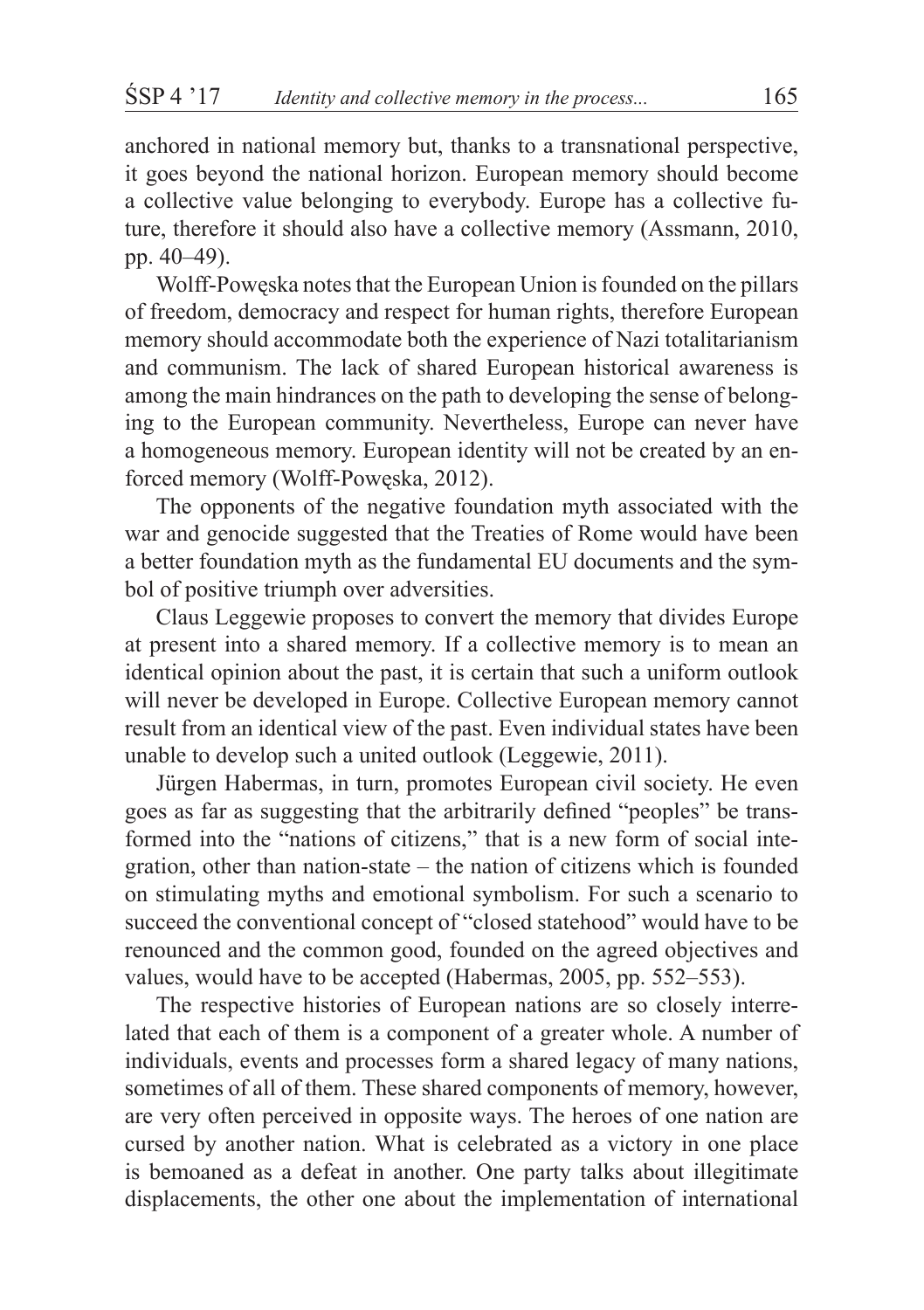anchored in national memory but, thanks to a transnational perspective, it goes beyond the national horizon. European memory should become a collective value belonging to everybody. Europe has a collective future, therefore it should also have a collective memory (Assmann, 2010, pp. 40–49).

Wolff-Powęska notes that the European Union is founded on the pillars of freedom, democracy and respect for human rights, therefore European memory should accommodate both the experience of Nazi totalitarianism and communism. The lack of shared European historical awareness is among the main hindrances on the path to developing the sense of belonging to the European community. Nevertheless, Europe can never have a homogeneous memory. European identity will not be created by an enforced memory (Wolff-Powęska, 2012).

The opponents of the negative foundation myth associated with the war and genocide suggested that the Treaties of Rome would have been a better foundation myth as the fundamental EU documents and the symbol of positive triumph over adversities.

Claus Leggewie proposes to convert the memory that divides Europe at present into a shared memory. If a collective memory is to mean an identical opinion about the past, it is certain that such a uniform outlook will never be developed in Europe. Collective European memory cannot result from an identical view of the past. Even individual states have been unable to develop such a united outlook (Leggewie, 2011).

Jürgen Habermas, in turn, promotes European civil society. He even goes as far as suggesting that the arbitrarily defined "peoples" be transformed into the "nations of citizens," that is a new form of social integration, other than nation-state – the nation of citizens which is founded on stimulating myths and emotional symbolism. For such a scenario to succeed the conventional concept of "closed statehood" would have to be renounced and the common good, founded on the agreed objectives and values, would have to be accepted (Habermas, 2005, pp. 552–553).

The respective histories of European nations are so closely interrelated that each of them is a component of a greater whole. A number of individuals, events and processes form a shared legacy of many nations, sometimes of all of them. These shared components of memory, however, are very often perceived in opposite ways. The heroes of one nation are cursed by another nation. What is celebrated as a victory in one place is bemoaned as a defeat in another. One party talks about illegitimate displacements, the other one about the implementation of international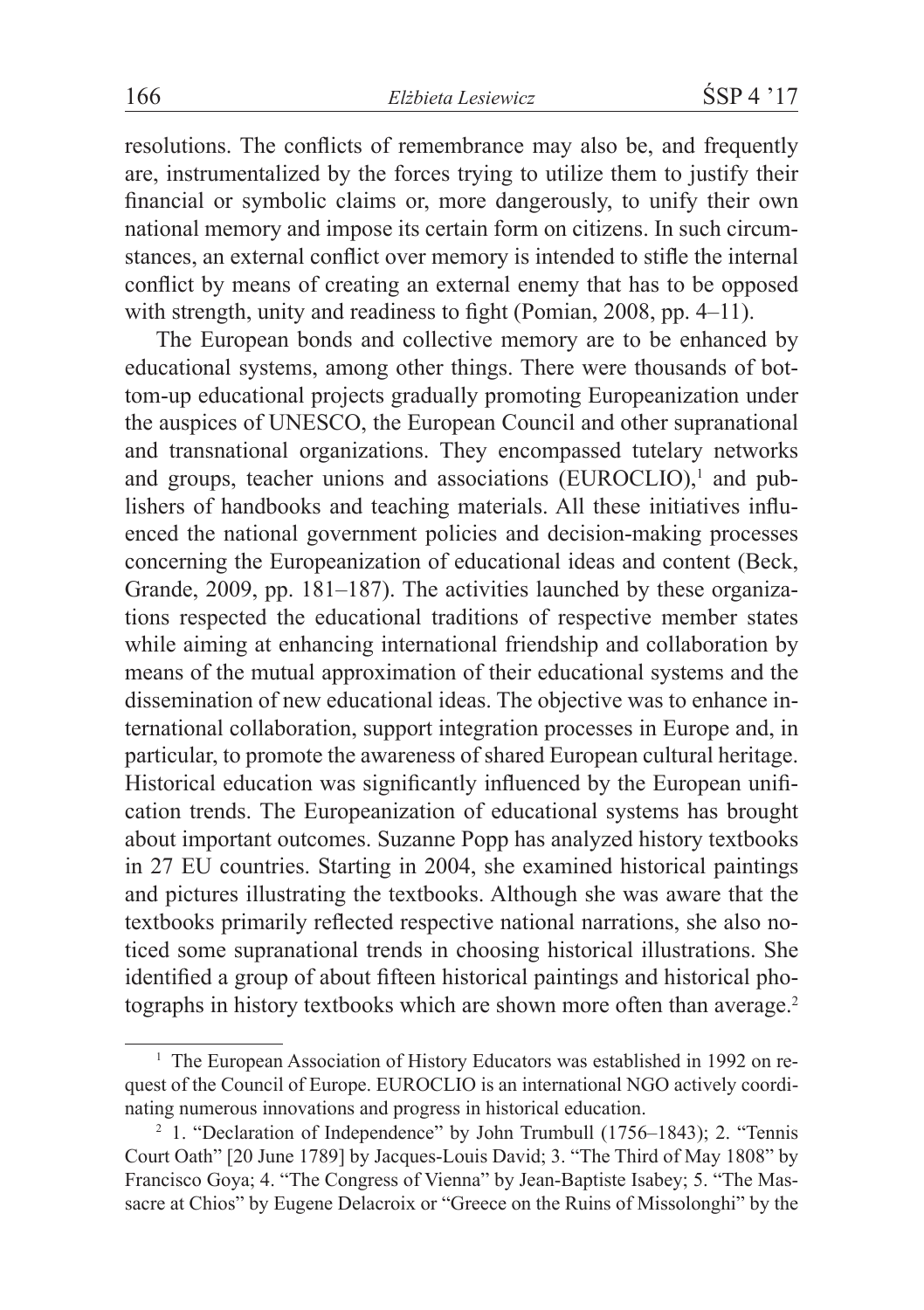resolutions. The conflicts of remembrance may also be, and frequently are, instrumentalized by the forces trying to utilize them to justify their financial or symbolic claims or, more dangerously, to unify their own national memory and impose its certain form on citizens. In such circumstances, an external conflict over memory is intended to stifle the internal conflict by means of creating an external enemy that has to be opposed with strength, unity and readiness to fight (Pomian, 2008, pp. 4–11).

The European bonds and collective memory are to be enhanced by educational systems, among other things. There were thousands of bottom-up educational projects gradually promoting Europeanization under the auspices of UNESCO, the European Council and other supranational and transnational organizations. They encompassed tutelary networks and groups, teacher unions and associations (EUROCLIO),[1] and publishers of handbooks and teaching materials. All these initiatives influenced the national government policies and decision-making processes concerning the Europeanization of educational ideas and content (Beck, Grande, 2009, pp. 181–187). The activities launched by these organizations respected the educational traditions of respective member states while aiming at enhancing international friendship and collaboration by means of the mutual approximation of their educational systems and the dissemination of new educational ideas. The objective was to enhance international collaboration, support integration processes in Europe and, in particular, to promote the awareness of shared European cultural heritage. Historical education was significantly influenced by the European unification trends. The Europeanization of educational systems has brought about important outcomes. Suzanne Popp has analyzed history textbooks in 27 EU countries. Starting in 2004, she examined historical paintings and pictures illustrating the textbooks. Although she was aware that the textbooks primarily reflected respective national narrations, she also noticed some supranational trends in choosing historical illustrations. She identified a group of about fifteen historical paintings and historical photographs in history textbooks which are shown more often than average.[2]

---

[1] The European Association of History Educators was established in 1992 on request of the Council of Europe. EUROCLIO is an international NGO actively coordinating numerous innovations and progress in historical education.

[2] 1. "Declaration of Independence" by John Trumbull (1756–1843); 2. "Tennis Court Oath" [20 June 1789] by Jacques-Louis David; 3. "The Third of May 1808" by Francisco Goya; 4. "The Congress of Vienna" by Jean-Baptiste Isabey; 5. "The Massacre at Chios" by Eugene Delacroix or "Greece on the Ruins of Missolonghi" by the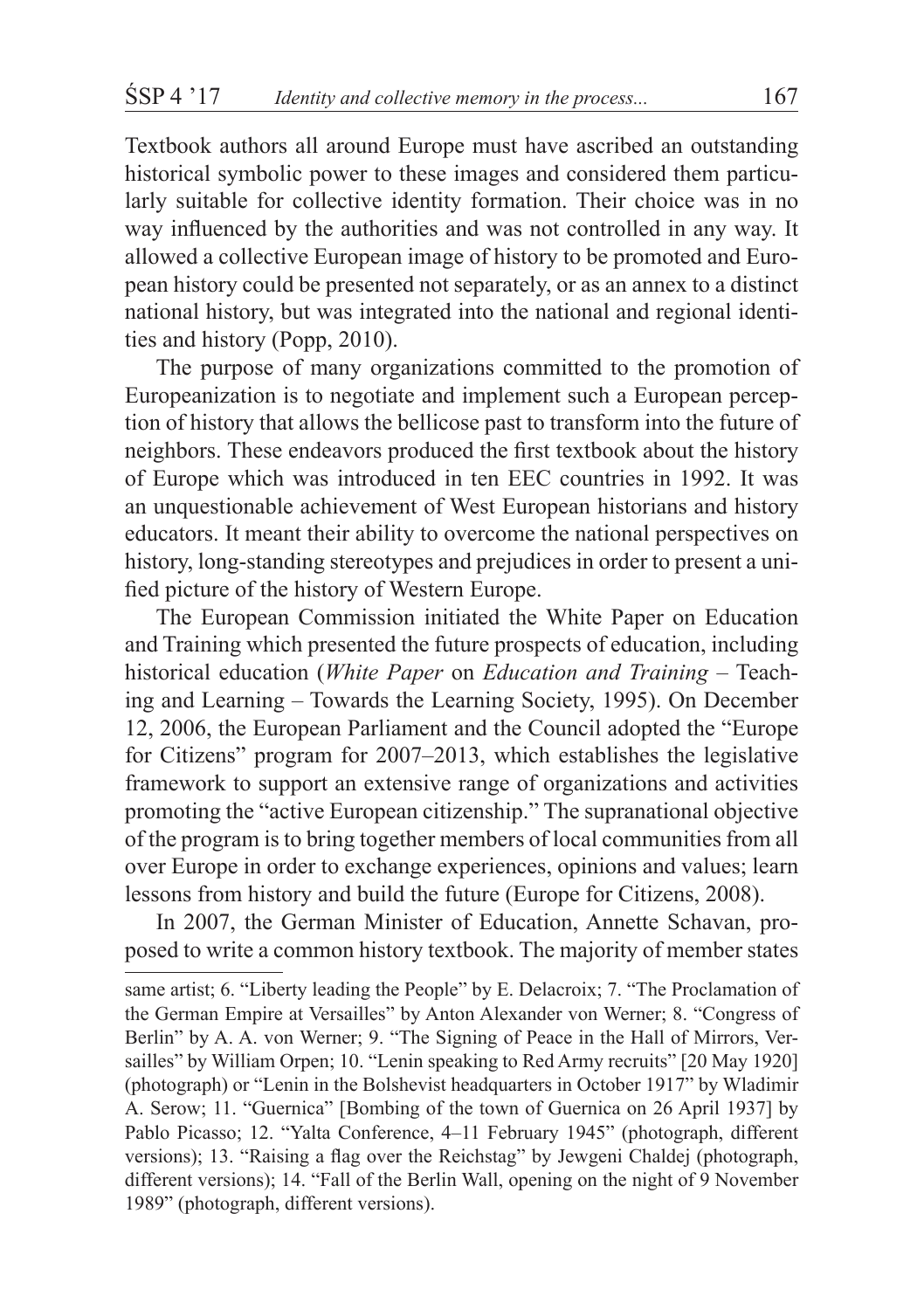Textbook authors all around Europe must have ascribed an outstanding historical symbolic power to these images and considered them particularly suitable for collective identity formation. Their choice was in no way influenced by the authorities and was not controlled in any way. It allowed a collective European image of history to be promoted and European history could be presented not separately, or as an annex to a distinct national history, but was integrated into the national and regional identities and history (Popp, 2010).

The purpose of many organizations committed to the promotion of Europeanization is to negotiate and implement such a European perception of history that allows the bellicose past to transform into the future of neighbors. These endeavors produced the first textbook about the history of Europe which was introduced in ten EEC countries in 1992. It was an unquestionable achievement of West European historians and history educators. It meant their ability to overcome the national perspectives on history, long-standing stereotypes and prejudices in order to present a unified picture of the history of Western Europe.

The European Commission initiated the White Paper on Education and Training which presented the future prospects of education, including historical education (*White Paper* on *Education and Training* – Teaching and Learning – Towards the Learning Society, 1995). On December 12, 2006, the European Parliament and the Council adopted the "Europe for Citizens" program for 2007–2013, which establishes the legislative framework to support an extensive range of organizations and activities promoting the "active European citizenship." The supranational objective of the program is to bring together members of local communities from all over Europe in order to exchange experiences, opinions and values; learn lessons from history and build the future (Europe for Citizens, 2008).

In 2007, the German Minister of Education, Annette Schavan, proposed to write a common history textbook. The majority of member states

---

same artist; 6. "Liberty leading the People" by E. Delacroix; 7. "The Proclamation of the German Empire at Versailles" by Anton Alexander von Werner; 8. "Congress of Berlin" by A. A. von Werner; 9. "The Signing of Peace in the Hall of Mirrors, Versailles" by William Orpen; 10. "Lenin speaking to Red Army recruits" [20 May 1920] (photograph) or "Lenin in the Bolshevist headquarters in October 1917" by Wladimir A. Serow; 11. "Guernica" [Bombing of the town of Guernica on 26 April 1937] by Pablo Picasso; 12. "Yalta Conference, 4–11 February 1945" (photograph, different versions); 13. "Raising a flag over the Reichstag" by Jewgeni Chaldej (photograph, different versions); 14. "Fall of the Berlin Wall, opening on the night of 9 November 1989" (photograph, different versions).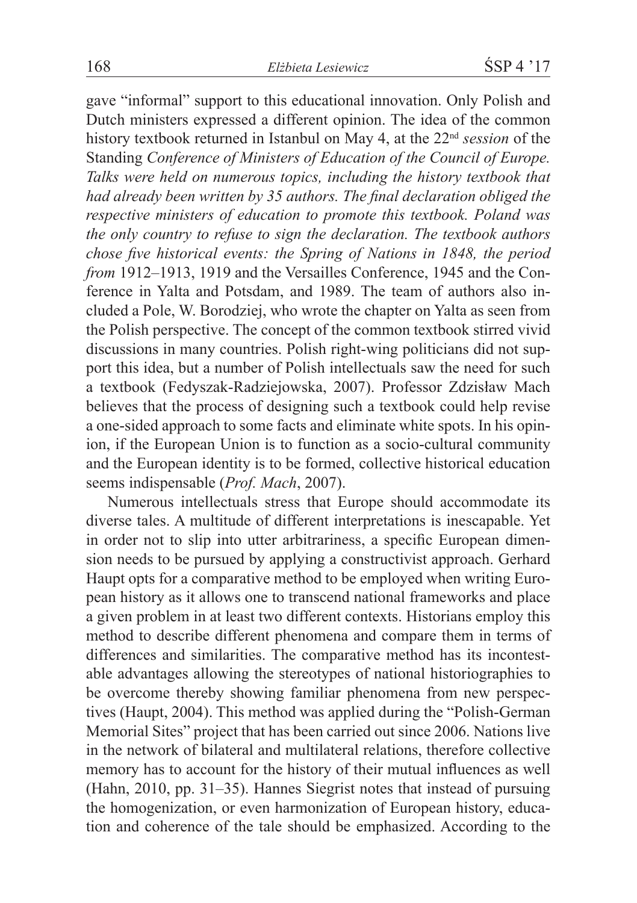gave "informal" support to this educational innovation. Only Polish and Dutch ministers expressed a different opinion. The idea of the common history textbook returned in Istanbul on May 4, at the 22nd *session* of the Standing *Conference of Ministers of Education of the Council of Europe. Talks were held on numerous topics, including the history textbook that had already been written by 35 authors. The final declaration obliged the respective ministers of education to promote this textbook. Poland was the only country to refuse to sign the declaration. The textbook authors chose five historical events: the Spring of Nations in 1848, the period from* 1912–1913, 1919 and the Versailles Conference, 1945 and the Conference in Yalta and Potsdam, and 1989. The team of authors also included a Pole, W. Borodziej, who wrote the chapter on Yalta as seen from the Polish perspective. The concept of the common textbook stirred vivid discussions in many countries. Polish right-wing politicians did not support this idea, but a number of Polish intellectuals saw the need for such a textbook (Fedyszak-Radziejowska, 2007). Professor Zdzisław Mach believes that the process of designing such a textbook could help revise a one-sided approach to some facts and eliminate white spots. In his opinion, if the European Union is to function as a socio-cultural community and the European identity is to be formed, collective historical education seems indispensable (*Prof. Mach*, 2007).

Numerous intellectuals stress that Europe should accommodate its diverse tales. A multitude of different interpretations is inescapable. Yet in order not to slip into utter arbitrariness, a specific European dimension needs to be pursued by applying a constructivist approach. Gerhard Haupt opts for a comparative method to be employed when writing European history as it allows one to transcend national frameworks and place a given problem in at least two different contexts. Historians employ this method to describe different phenomena and compare them in terms of differences and similarities. The comparative method has its incontestable advantages allowing the stereotypes of national historiographies to be overcome thereby showing familiar phenomena from new perspectives (Haupt, 2004). This method was applied during the "Polish-German Memorial Sites" project that has been carried out since 2006. Nations live in the network of bilateral and multilateral relations, therefore collective memory has to account for the history of their mutual influences as well (Hahn, 2010, pp. 31–35). Hannes Siegrist notes that instead of pursuing the homogenization, or even harmonization of European history, education and coherence of the tale should be emphasized. According to the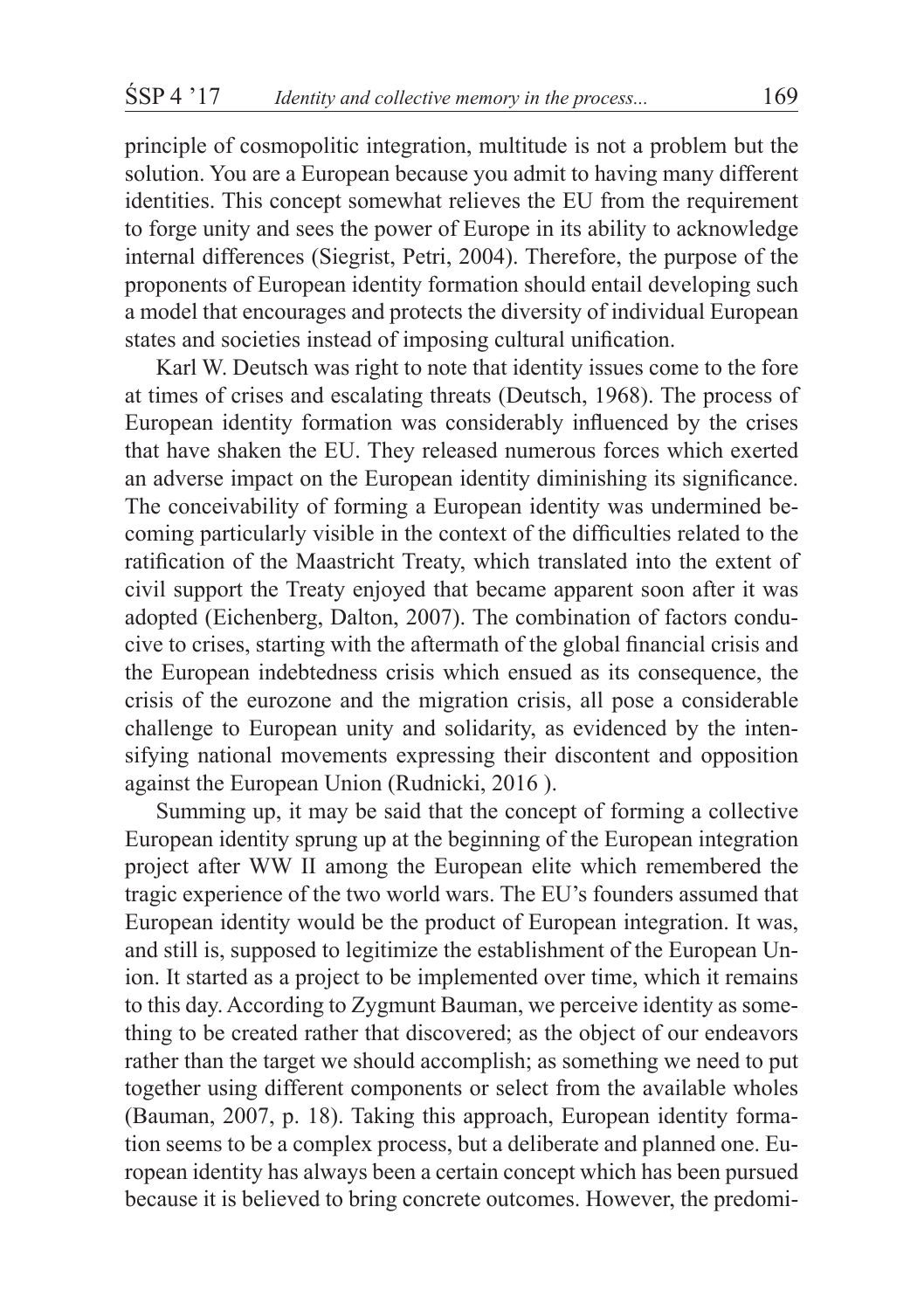principle of cosmopolitic integration, multitude is not a problem but the solution. You are a European because you admit to having many different identities. This concept somewhat relieves the EU from the requirement to forge unity and sees the power of Europe in its ability to acknowledge internal differences (Siegrist, Petri, 2004). Therefore, the purpose of the proponents of European identity formation should entail developing such a model that encourages and protects the diversity of individual European states and societies instead of imposing cultural unification.

Karl W. Deutsch was right to note that identity issues come to the fore at times of crises and escalating threats (Deutsch, 1968). The process of European identity formation was considerably influenced by the crises that have shaken the EU. They released numerous forces which exerted an adverse impact on the European identity diminishing its significance. The conceivability of forming a European identity was undermined becoming particularly visible in the context of the difficulties related to the ratification of the Maastricht Treaty, which translated into the extent of civil support the Treaty enjoyed that became apparent soon after it was adopted (Eichenberg, Dalton, 2007). The combination of factors conducive to crises, starting with the aftermath of the global financial crisis and the European indebtedness crisis which ensued as its consequence, the crisis of the eurozone and the migration crisis, all pose a considerable challenge to European unity and solidarity, as evidenced by the intensifying national movements expressing their discontent and opposition against the European Union (Rudnicki, 2016 ).

Summing up, it may be said that the concept of forming a collective European identity sprung up at the beginning of the European integration project after WW II among the European elite which remembered the tragic experience of the two world wars. The EU's founders assumed that European identity would be the product of European integration. It was, and still is, supposed to legitimize the establishment of the European Union. It started as a project to be implemented over time, which it remains to this day. According to Zygmunt Bauman, we perceive identity as something to be created rather that discovered; as the object of our endeavors rather than the target we should accomplish; as something we need to put together using different components or select from the available wholes (Bauman, 2007, p. 18). Taking this approach, European identity formation seems to be a complex process, but a deliberate and planned one. European identity has always been a certain concept which has been pursued because it is believed to bring concrete outcomes. However, the predomi-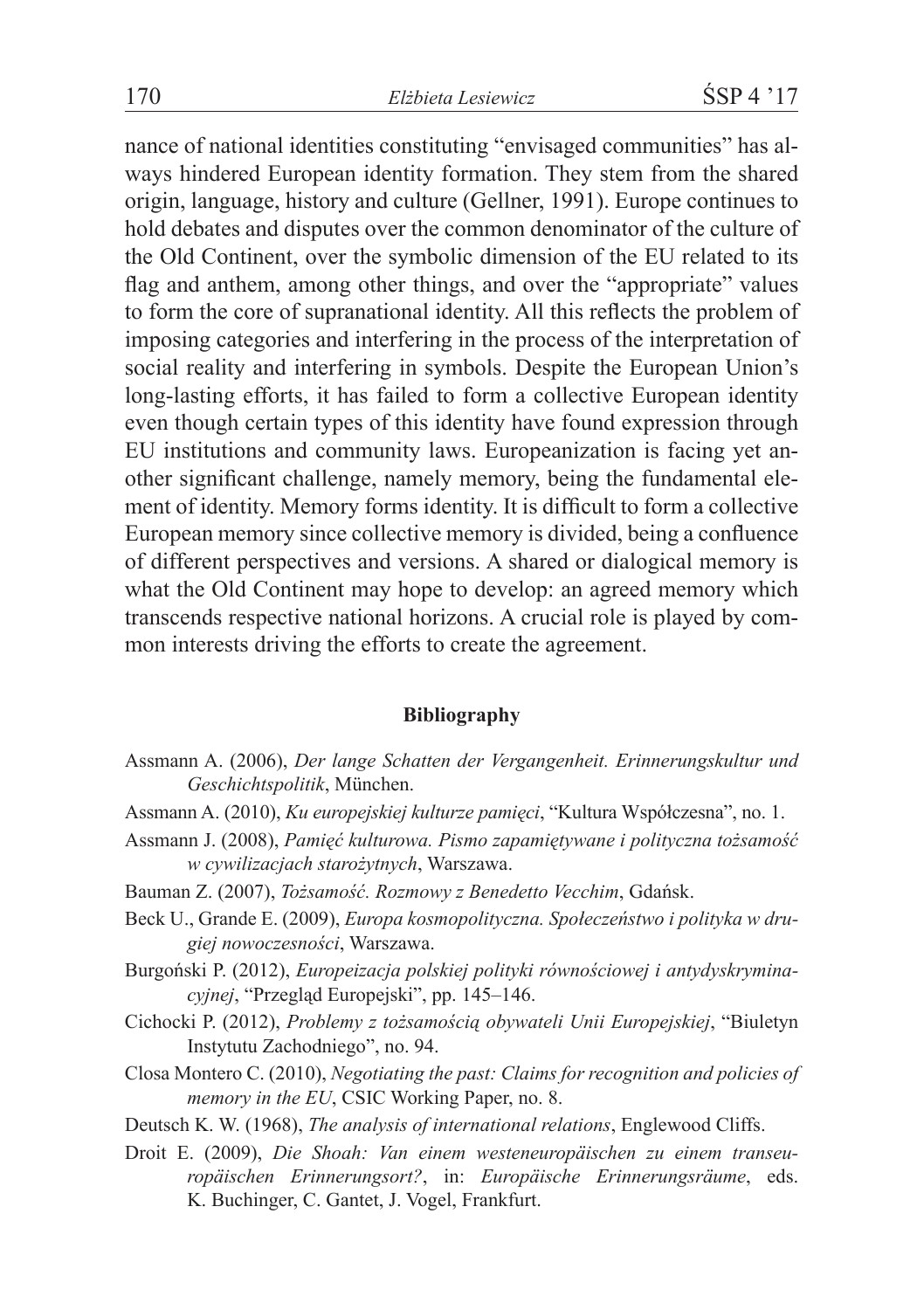nance of national identities constituting "envisaged communities" has always hindered European identity formation. They stem from the shared origin, language, history and culture (Gellner, 1991). Europe continues to hold debates and disputes over the common denominator of the culture of the Old Continent, over the symbolic dimension of the EU related to its flag and anthem, among other things, and over the "appropriate" values to form the core of supranational identity. All this reflects the problem of imposing categories and interfering in the process of the interpretation of social reality and interfering in symbols. Despite the European Union's long-lasting efforts, it has failed to form a collective European identity even though certain types of this identity have found expression through EU institutions and community laws. Europeanization is facing yet another significant challenge, namely memory, being the fundamental element of identity. Memory forms identity. It is difficult to form a collective European memory since collective memory is divided, being a confluence of different perspectives and versions. A shared or dialogical memory is what the Old Continent may hope to develop: an agreed memory which transcends respective national horizons. A crucial role is played by common interests driving the efforts to create the agreement.

## Bibliography

Assmann A. (2006), *Der lange Schatten der Vergangenheit. Erinnerungskultur und Geschichtspolitik*, München.

Assmann A. (2010), *Ku europejskiej kulturze pamięci*, "Kultura Współczesna", no. 1.

Assmann J. (2008), *Pamięć kulturowa. Pismo zapamiętywane i polityczna tożsamość w cywilizacjach starożytnych*, Warszawa.

Bauman Z. (2007), *Tożsamość. Rozmowy z Benedetto Vecchim*, Gdańsk.

Beck U., Grande E. (2009), *Europa kosmopolityczna. Społeczeństwo i polityka w drugiej nowoczesności*, Warszawa.

Burgoński P. (2012), *Europeizacja polskiej polityki równościowej i antydyskryminacyjnej*, "Przegląd Europejski", pp. 145–146.

Cichocki P. (2012), *Problemy z tożsamością obywateli Unii Europejskiej*, "Biuletyn Instytutu Zachodniego", no. 94.

Closa Montero C. (2010), *Negotiating the past: Claims for recognition and policies of memory in the EU*, CSIC Working Paper, no. 8.

Deutsch K. W. (1968), *The analysis of international relations*, Englewood Cliffs.

Droit E. (2009), *Die Shoah: Van einem westeneuropäischen zu einem transeuropäischen Erinnerungsort?*, in: *Europäische Erinnerungsräume*, eds. K. Buchinger, C. Gantet, J. Vogel, Frankfurt.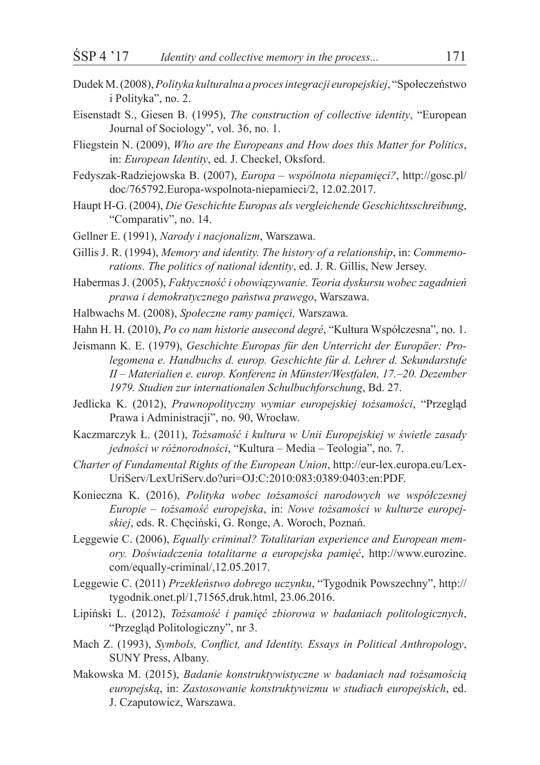Dudek M. (2008), *Polityka kulturalna a proces integracji europejskiej*, "Społeczeństwo i Polityka", no. 2.

Eisenstadt S., Giesen B. (1995), *The construction of collective identity*, "European Journal of Sociology", vol. 36, no. 1.

Fliegstein N. (2009), *Who are the Europeans and How does this Matter for Politics*, in: *European Identity*, ed. J. Checkel, Oksford.

Fedyszak-Radziejowska B. (2007), *Europa – wspólnota niepamięci?*, http://gosc.pl/doc/765792.Europa-wspolnota-niepamieci/2, 12.02.2017.

Haupt H-G. (2004), *Die Geschichte Europas als vergleichende Geschichtsschreibung*, "Comparativ", no. 14.

Gellner E. (1991), *Narody i nacjonalizm*, Warszawa.

Gillis J. R. (1994), *Memory and identity. The history of a relationship*, in: *Commemorations. The politics of national identity*, ed. J. R. Gillis, New Jersey.

Habermas J. (2005), *Faktyczność i obowiązywanie. Teoria dyskursu wobec zagadnień prawa i demokratycznego państwa prawego*, Warszawa.

Halbwachs M. (2008), *Społeczne ramy pamięci,* Warszawa.

Hahn H. H. (2010), *Po co nam historie ausecond degré*, "Kultura Współczesna", no. 1.

Jeismann K. E. (1979), *Geschichte Europas für den Unterricht der Europäer: Prolegomena e. Handbuchs d. europ. Geschichte für d. Lehrer d. Sekundarstufe II – Materialien e. europ. Konferenz in Münster/Westfalen, 17.–20. Dezember 1979. Studien zur internationalen Schulbuchforschung*, Bd. 27.

Jedlicka K. (2012), *Prawnopolityczny wymiar europejskiej tożsamości*, "Przegląd Prawa i Administracji", no. 90, Wrocław.

Kaczmarczyk Ł. (2011), *Tożsamość i kultura w Unii Europejskiej w świetle zasady jedności w różnorodności*, "Kultura – Media – Teologia", no. 7.

*Charter of Fundamental Rights of the European Union*, http://eur-lex.europa.eu/LexUriServ/LexUriServ.do?uri=OJ:C:2010:083:0389:0403:en:PDF.

Konieczna K. (2016), *Polityka wobec tożsamości narodowych we współczesnej Europie – tożsamość europejska*, in: *Nowe tożsamości w kulturze europejskiej*, eds. R. Chęciński, G. Ronge, A. Woroch, Poznań.

Leggewie C. (2006), *Equally criminal? Totalitarian experience and European memory. Doświadczenia totalitarne a europejska pamięć*, http://www.eurozine.com/equally-criminal/,12.05.2017.

Leggewie C. (2011) *Przekleństwo dobrego uczynku*, "Tygodnik Powszechny", http://tygodnik.onet.pl/1,71565,druk.html, 23.06.2016.

Lipiński L. (2012), *Tożsamość i pamięć zbiorowa w badaniach politologicznych*, "Przegląd Politologiczny", nr 3.

Mach Z. (1993), *Symbols, Conflict, and Identity. Essays in Political Anthropology*, SUNY Press, Albany.

Makowska M. (2015), *Badanie konstruktywistyczne w badaniach nad tożsamością europejską*, in: *Zastosowanie konstruktywizmu w studiach europejskich*, ed. J. Czaputowicz, Warszawa.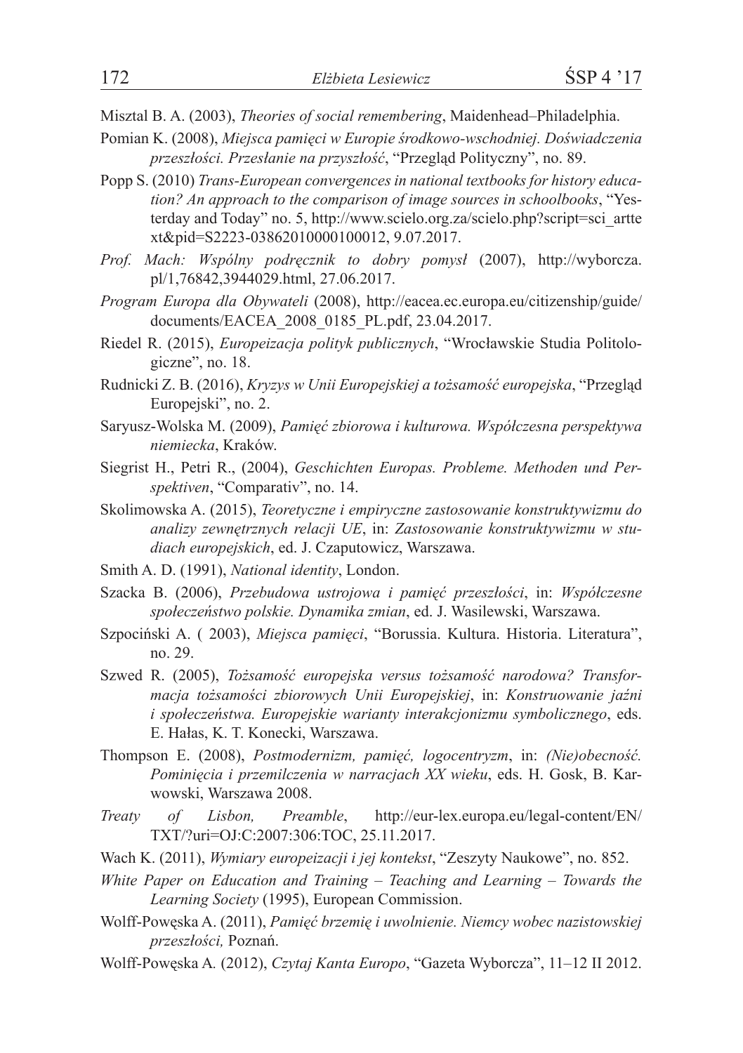Misztal B. A. (2003), *Theories of social remembering*, Maidenhead–Philadelphia.

Pomian K. (2008), *Miejsca pamięci w Europie środkowo-wschodniej. Doświadczenia przeszłości. Przesłanie na przyszłość*, "Przegląd Polityczny", no. 89.

Popp S. (2010) *Trans-European convergences in national textbooks for history education? An approach to the comparison of image sources in schoolbooks*, "Yesterday and Today" no. 5, http://www.scielo.org.za/scielo.php?script=sci_arttext&pid=S2223-03862010000100012, 9.07.2017.

*Prof. Mach: Wspólny podręcznik to dobry pomysł* (2007), http://wyborcza.pl/1,76842,3944029.html, 27.06.2017.

*Program Europa dla Obywateli* (2008), http://eacea.ec.europa.eu/citizenship/guide/documents/EACEA_2008_0185_PL.pdf, 23.04.2017.

Riedel R. (2015), *Europeizacja polityk publicznych*, "Wrocławskie Studia Politologiczne", no. 18.

Rudnicki Z. B. (2016), *Kryzys w Unii Europejskiej a tożsamość europejska*, "Przegląd Europejski", no. 2.

Saryusz-Wolska M. (2009), *Pamięć zbiorowa i kulturowa. Współczesna perspektywa niemiecka*, Kraków.

Siegrist H., Petri R., (2004), *Geschichten Europas. Probleme. Methoden und Perspektiven*, "Comparativ", no. 14.

Skolimowska A. (2015), *Teoretyczne i empiryczne zastosowanie konstruktywizmu do analizy zewnętrznych relacji UE*, in: *Zastosowanie konstruktywizmu w studiach europejskich*, ed. J. Czaputowicz, Warszawa.

Smith A. D. (1991), *National identity*, London.

Szacka B. (2006), *Przebudowa ustrojowa i pamięć przeszłości*, in: *Współczesne społeczeństwo polskie. Dynamika zmian*, ed. J. Wasilewski, Warszawa.

Szpociński A. ( 2003), *Miejsca pamięci*, "Borussia. Kultura. Historia. Literatura", no. 29.

Szwed R. (2005), *Tożsamość europejska versus tożsamość narodowa? Transformacja tożsamości zbiorowych Unii Europejskiej*, in: *Konstruowanie jaźni i społeczeństwa. Europejskie warianty interakcjonizmu symbolicznego*, eds. E. Hałas, K. T. Konecki, Warszawa.

Thompson E. (2008), *Postmodernizm, pamięć, logocentryzm*, in: *(Nie)obecność. Pominięcia i przemilczenia w narracjach XX wieku*, eds. H. Gosk, B. Karwowski, Warszawa 2008.

*Treaty of Lisbon, Preamble*, http://eur-lex.europa.eu/legal-content/EN/TXT/?uri=OJ:C:2007:306:TOC, 25.11.2017.

Wach K. (2011), *Wymiary europeizacji i jej kontekst*, "Zeszyty Naukowe", no. 852.

*White Paper on Education and Training – Teaching and Learning – Towards the Learning Society* (1995), European Commission.

Wolff-Powęska A. (2011), *Pamięć brzemię i uwolnienie. Niemcy wobec nazistowskiej przeszłości,* Poznań.

Wolff-Powęska A. (2012), *Czytaj Kanta Europo*, "Gazeta Wyborcza", 11–12 II 2012.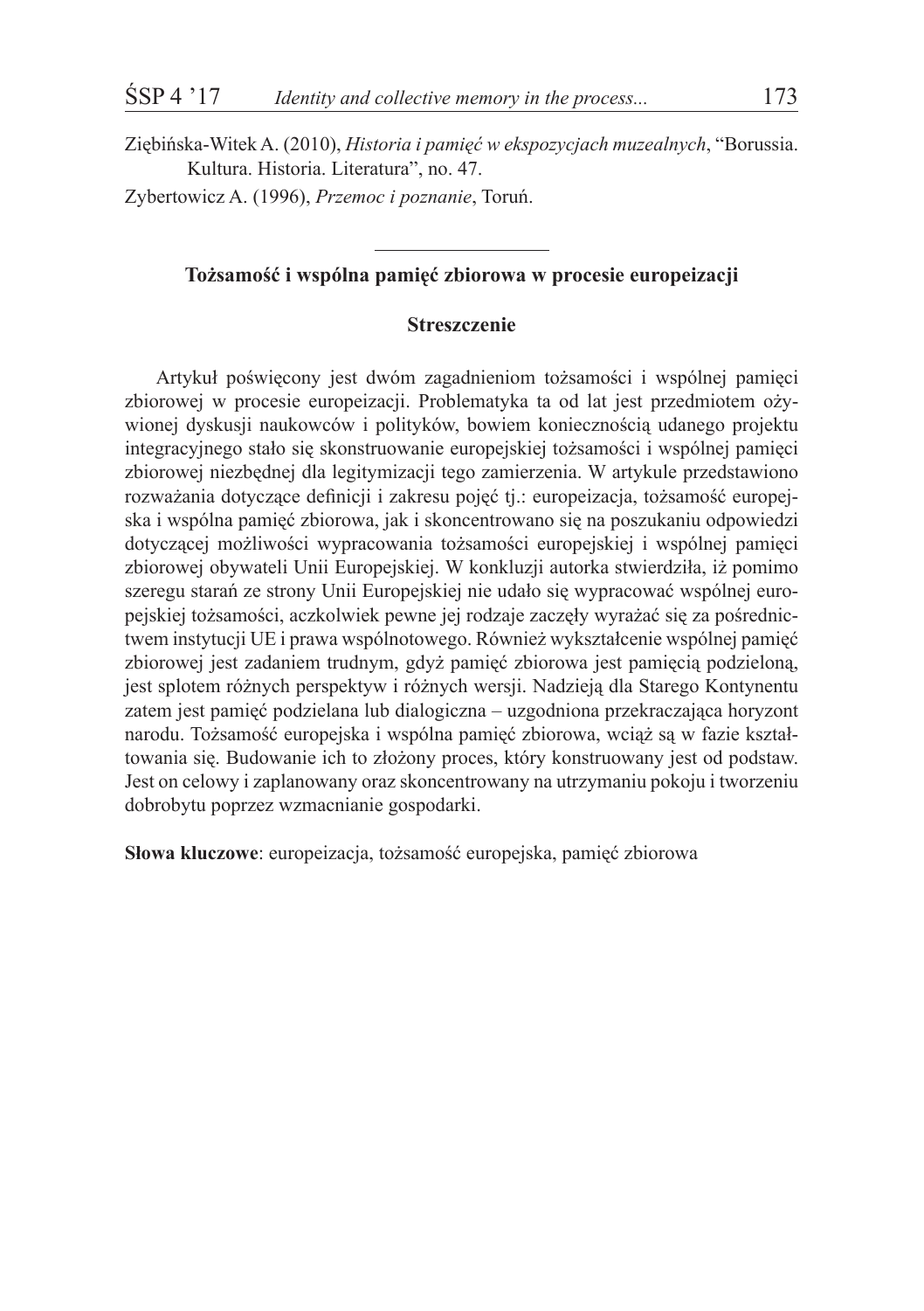Ziębińska-Witek A. (2010), *Historia i pamięć w ekspozycjach muzealnych*, "Borussia. Kultura. Historia. Literatura", no. 47.

Zybertowicz A. (1996), *Przemoc i poznanie*, Toruń.

---

**Tożsamość i wspólna pamięć zbiorowa w procesie europeizacji**

**Streszczenie**

Artykuł poświęcony jest dwóm zagadnieniom tożsamości i wspólnej pamięci zbiorowej w procesie europeizacji. Problematyka ta od lat jest przedmiotem ożywionej dyskusji naukowców i polityków, bowiem koniecznością udanego projektu integracyjnego stało się skonstruowanie europejskiej tożsamości i wspólnej pamięci zbiorowej niezbędnej dla legitymizacji tego zamierzenia. W artykule przedstawiono rozważania dotyczące definicji i zakresu pojęć tj.: europeizacja, tożsamość europejska i wspólna pamięć zbiorowa, jak i skoncentrowano się na poszukaniu odpowiedzi dotyczącej możliwości wypracowania tożsamości europejskiej i wspólnej pamięci zbiorowej obywateli Unii Europejskiej. W konkluzji autorka stwierdziła, iż pomimo szeregu starań ze strony Unii Europejskiej nie udało się wypracować wspólnej europejskiej tożsamości, aczkolwiek pewne jej rodzaje zaczęły wyrażać się za pośrednictwem instytucji UE i prawa wspólnotowego. Również wykształcenie wspólnej pamięć zbiorowej jest zadaniem trudnym, gdyż pamięć zbiorowa jest pamięcią podzieloną, jest splotem różnych perspektyw i różnych wersji. Nadzieją dla Starego Kontynentu zatem jest pamięć podzielana lub dialogiczna – uzgodniona przekraczająca horyzont narodu. Tożsamość europejska i wspólna pamięć zbiorowa, wciąż są w fazie kształtowania się. Budowanie ich to złożony proces, który konstruowany jest od podstaw. Jest on celowy i zaplanowany oraz skoncentrowany na utrzymaniu pokoju i tworzeniu dobrobytu poprzez wzmacnianie gospodarki.

**Słowa kluczowe**: europeizacja, tożsamość europejska, pamięć zbiorowa